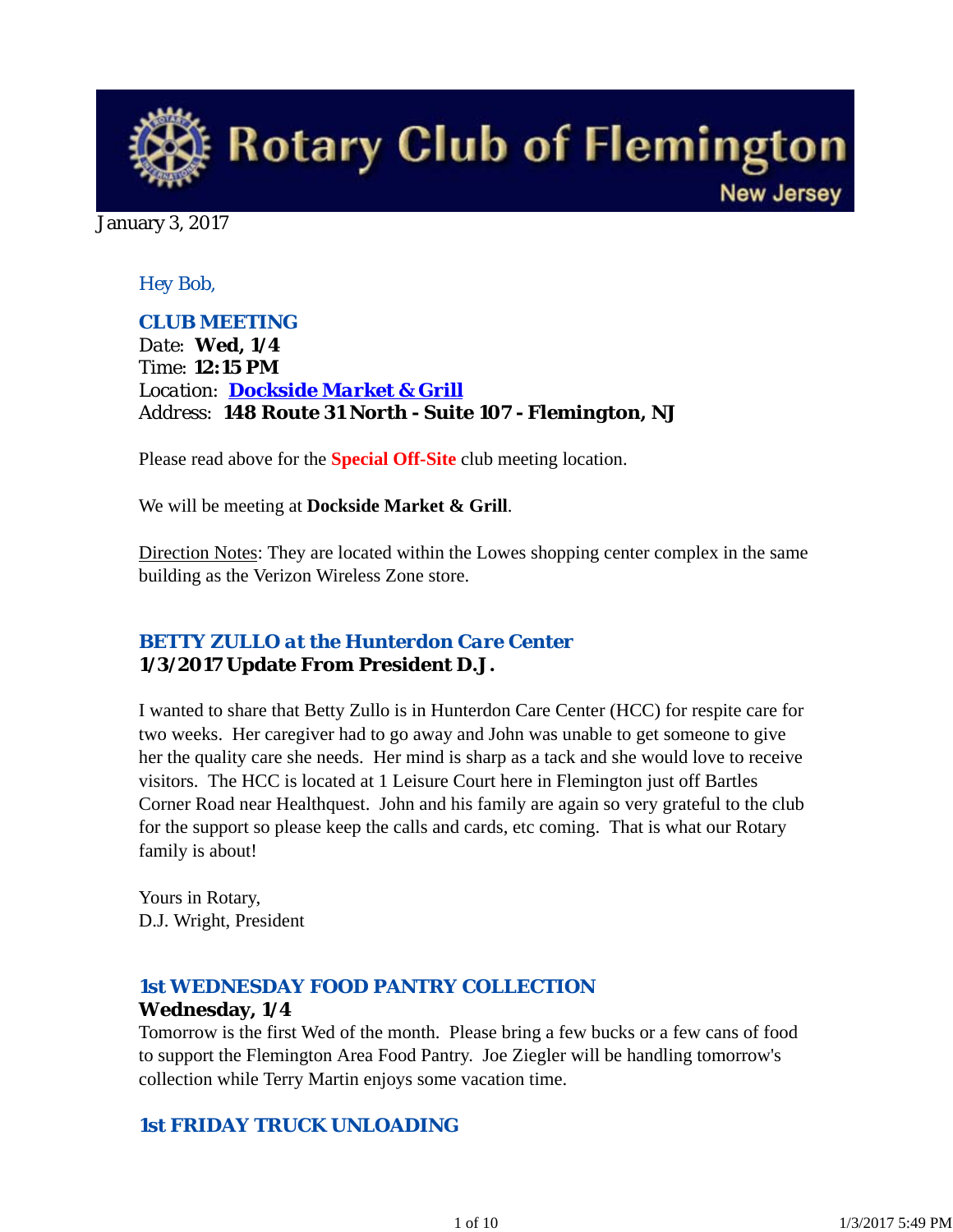# Rotary Club of Flemington New Jersey

January 3, 2017

*Hey Bob,*

### CLUB MEETING

Date: **Wed, 1/4**
Time: **12:15 PM**
Location: **[Dockside Market & Grill]**
Address: **148 Route 31 North - Suite 107 - Flemington, NJ**

Please read above for the **Special Off-Site** club meeting location.

We will be meeting at **Dockside Market & Grill**.

Direction Notes: They are located within the Lowes shopping center complex in the same building as the Verizon Wireless Zone store.

### *BETTY ZULLO at the Hunterdon Care Center*

**1/3/2017 Update From President D.J.**

I wanted to share that Betty Zullo is in Hunterdon Care Center (HCC) for respite care for two weeks. Her caregiver had to go away and John was unable to get someone to give her the quality care she needs. Her mind is sharp as a tack and she would love to receive visitors. The HCC is located at 1 Leisure Court here in Flemington just off Bartles Corner Road near Healthquest. John and his family are again so very grateful to the club for the support so please keep the calls and cards, etc coming. That is what our Rotary family is about!

Yours in Rotary,
D.J. Wright, President

### *1st WEDNESDAY FOOD PANTRY COLLECTION*

**Wednesday, 1/4**

Tomorrow is the first Wed of the month. Please bring a few bucks or a few cans of food to support the Flemington Area Food Pantry. Joe Ziegler will be handling tomorrow's collection while Terry Martin enjoys some vacation time.

### *1st FRIDAY TRUCK UNLOADING*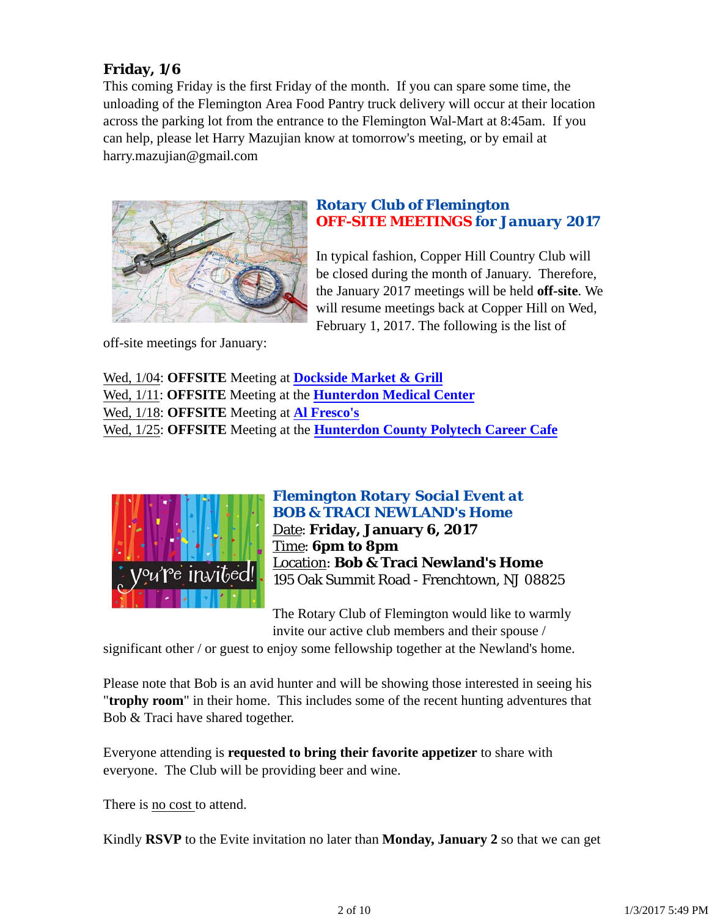### Friday, 1/6

This coming Friday is the first Friday of the month. If you can spare some time, the unloading of the Flemington Area Food Pantry truck delivery will occur at their location across the parking lot from the entrance to the Flemington Wal-Mart at 8:45am. If you can help, please let Harry Mazujian know at tomorrow's meeting, or by email at harry.mazujian@gmail.com

### Rotary Club of Flemington
### OFF-SITE MEETINGS for January 2017

In typical fashion, Copper Hill Country Club will be closed during the month of January. Therefore, the January 2017 meetings will be held **off-site**. We will resume meetings back at Copper Hill on Wed, February 1, 2017. The following is the list of off-site meetings for January:

Wed, 1/04: **OFFSITE** Meeting at **Dockside Market & Grill**
Wed, 1/11: **OFFSITE** Meeting at the **Hunterdon Medical Center**
Wed, 1/18: **OFFSITE** Meeting at **Al Fresco's**
Wed, 1/25: **OFFSITE** Meeting at the **Hunterdon County Polytech Career Cafe**

### Flemington Rotary Social Event at
### BOB & TRACI NEWLAND's Home

Date: **Friday, January 6, 2017**
Time: **6pm to 8pm**
Location: **Bob & Traci Newland's Home**
195 Oak Summit Road - Frenchtown, NJ 08825

The Rotary Club of Flemington would like to warmly invite our active club members and their spouse / significant other / or guest to enjoy some fellowship together at the Newland's home.

Please note that Bob is an avid hunter and will be showing those interested in seeing his "**trophy room**" in their home. This includes some of the recent hunting adventures that Bob & Traci have shared together.

Everyone attending is **requested to bring their favorite appetizer** to share with everyone. The Club will be providing beer and wine.

There is no cost to attend.

Kindly **RSVP** to the Evite invitation no later than **Monday, January 2** so that we can get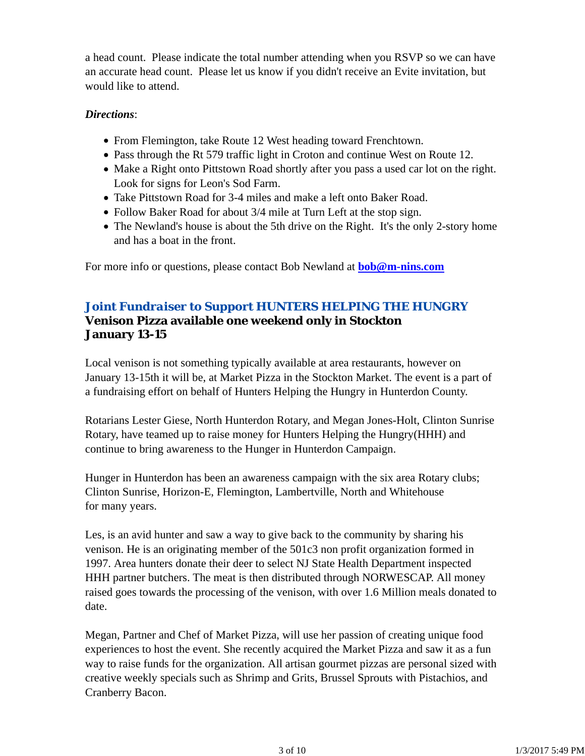a head count.  Please indicate the total number attending when you RSVP so we can have an accurate head count.  Please let us know if you didn't receive an Evite invitation, but would like to attend.

***Directions***:

- From Flemington, take Route 12 West heading toward Frenchtown.
- Pass through the Rt 579 traffic light in Croton and continue West on Route 12.
- Make a Right onto Pittstown Road shortly after you pass a used car lot on the right. Look for signs for Leon's Sod Farm.
- Take Pittstown Road for 3-4 miles and make a left onto Baker Road.
- Follow Baker Road for about 3/4 mile at Turn Left at the stop sign.
- The Newland's house is about the 5th drive on the Right.  It's the only 2-story home and has a boat in the front.

For more info or questions, please contact Bob Newland at **bob@m-nins.com**

## Joint Fundraiser to Support HUNTERS HELPING THE HUNGRY

**Venison Pizza available one weekend only in Stockton**
**January 13-15**

Local venison is not something typically available at area restaurants, however on January 13-15th it will be, at Market Pizza in the Stockton Market. The event is a part of a fundraising effort on behalf of Hunters Helping the Hungry in Hunterdon County.

Rotarians Lester Giese, North Hunterdon Rotary, and Megan Jones-Holt, Clinton Sunrise Rotary, have teamed up to raise money for Hunters Helping the Hungry(HHH) and continue to bring awareness to the Hunger in Hunterdon Campaign.

Hunger in Hunterdon has been an awareness campaign with the six area Rotary clubs; Clinton Sunrise, Horizon-E, Flemington, Lambertville, North and Whitehouse for many years.

Les, is an avid hunter and saw a way to give back to the community by sharing his venison. He is an originating member of the 501c3 non profit organization formed in 1997. Area hunters donate their deer to select NJ State Health Department inspected HHH partner butchers. The meat is then distributed through NORWESCAP. All money raised goes towards the processing of the venison, with over 1.6 Million meals donated to date.

Megan, Partner and Chef of Market Pizza, will use her passion of creating unique food experiences to host the event. She recently acquired the Market Pizza and saw it as a fun way to raise funds for the organization. All artisan gourmet pizzas are personal sized with creative weekly specials such as Shrimp and Grits, Brussel Sprouts with Pistachios, and Cranberry Bacon.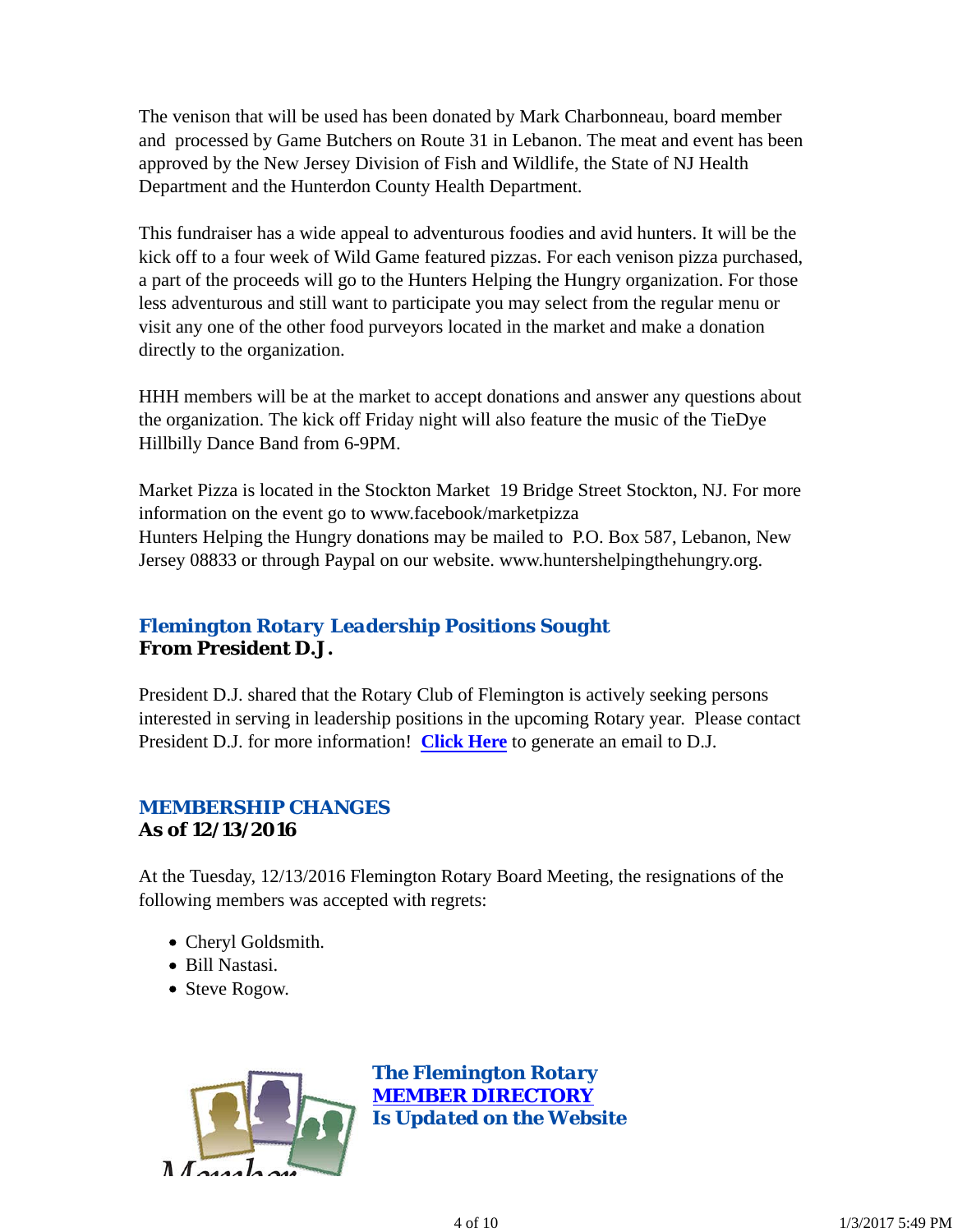The venison that will be used has been donated by Mark Charbonneau, board member and processed by Game Butchers on Route 31 in Lebanon. The meat and event has been approved by the New Jersey Division of Fish and Wildlife, the State of NJ Health Department and the Hunterdon County Health Department.

This fundraiser has a wide appeal to adventurous foodies and avid hunters. It will be the kick off to a four week of Wild Game featured pizzas. For each venison pizza purchased, a part of the proceeds will go to the Hunters Helping the Hungry organization. For those less adventurous and still want to participate you may select from the regular menu or visit any one of the other food purveyors located in the market and make a donation directly to the organization.

HHH members will be at the market to accept donations and answer any questions about the organization. The kick off Friday night will also feature the music of the TieDye Hillbilly Dance Band from 6-9PM.

Market Pizza is located in the Stockton Market 19 Bridge Street Stockton, NJ. For more information on the event go to www.facebook/marketpizza
Hunters Helping the Hungry donations may be mailed to P.O. Box 587, Lebanon, New Jersey 08833 or through Paypal on our website. www.huntershelpingthehungry.org.

## *Flemington Rotary Leadership Positions Sought*

**From President D.J.**

President D.J. shared that the Rotary Club of Flemington is actively seeking persons interested in serving in leadership positions in the upcoming Rotary year. Please contact President D.J. for more information! **Click Here** to generate an email to D.J.

## MEMBERSHIP CHANGES

**As of 12/13/2016**

At the Tuesday, 12/13/2016 Flemington Rotary Board Meeting, the resignations of the following members was accepted with regrets:

- Cheryl Goldsmith.
- Bill Nastasi.
- Steve Rogow.

**The Flemington Rotary**
**MEMBER DIRECTORY**
**Is Updated on the Website**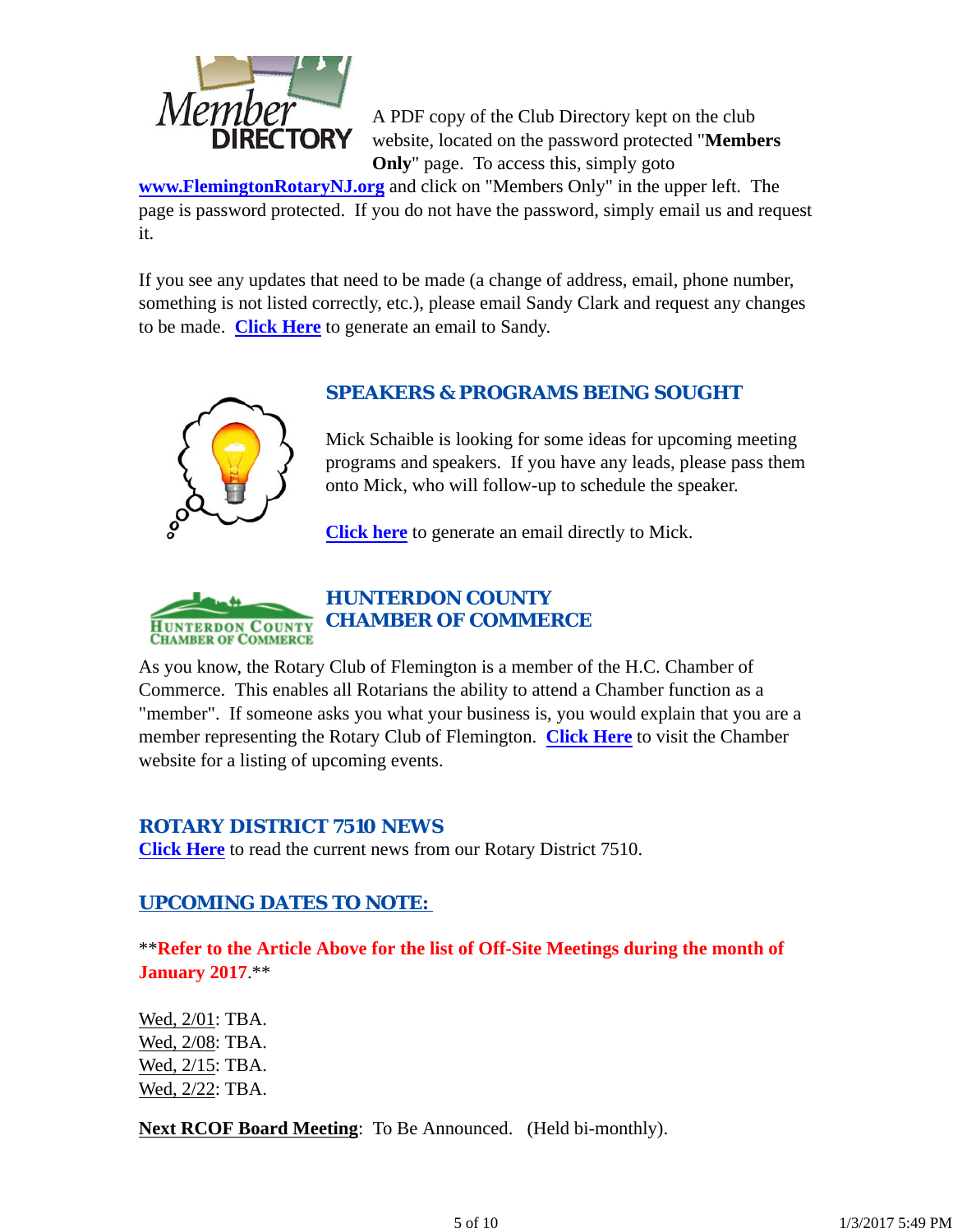A PDF copy of the Club Directory kept on the club website, located on the password protected "**Members Only**" page. To access this, simply goto **www.FlemingtonRotaryNJ.org** and click on "Members Only" in the upper left. The page is password protected. If you do not have the password, simply email us and request it.

If you see any updates that need to be made (a change of address, email, phone number, something is not listed correctly, etc.), please email Sandy Clark and request any changes to be made. **Click Here** to generate an email to Sandy.

## SPEAKERS & PROGRAMS BEING SOUGHT

Mick Schaible is looking for some ideas for upcoming meeting programs and speakers. If you have any leads, please pass them onto Mick, who will follow-up to schedule the speaker.

**Click here** to generate an email directly to Mick.

## HUNTERDON COUNTY CHAMBER OF COMMERCE

As you know, the Rotary Club of Flemington is a member of the H.C. Chamber of Commerce. This enables all Rotarians the ability to attend a Chamber function as a "member". If someone asks you what your business is, you would explain that you are a member representing the Rotary Club of Flemington. **Click Here** to visit the Chamber website for a listing of upcoming events.

## ROTARY DISTRICT 7510 NEWS

**Click Here** to read the current news from our Rotary District 7510.

## UPCOMING DATES TO NOTE:

****Refer to the Article Above for the list of Off-Site Meetings during the month of January 2017**.**

Wed, 2/01: TBA.
Wed, 2/08: TBA.
Wed, 2/15: TBA.
Wed, 2/22: TBA.

**Next RCOF Board Meeting**: To Be Announced. (Held bi-monthly).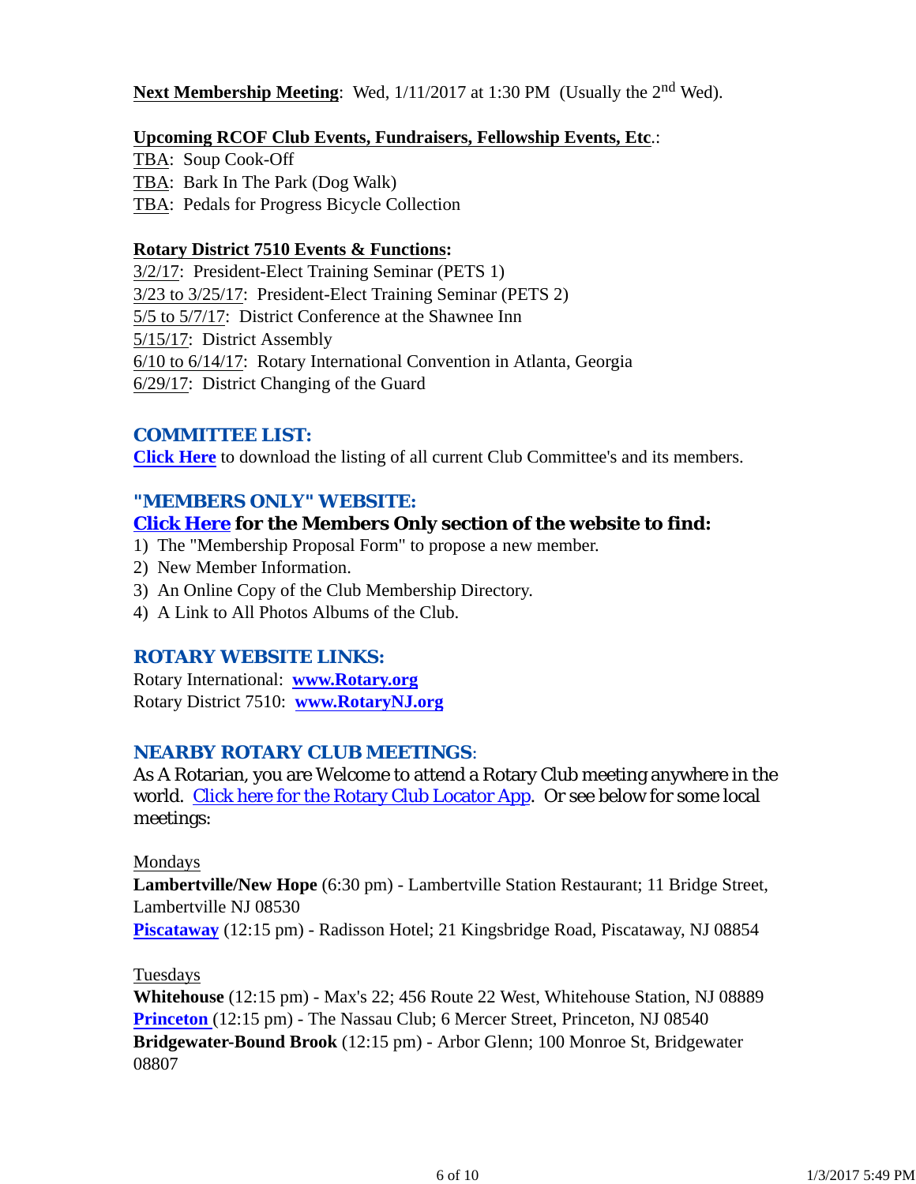**Next Membership Meeting**: Wed, 1/11/2017 at 1:30 PM (Usually the 2nd Wed).

**Upcoming RCOF Club Events, Fundraisers, Fellowship Events, Etc**.:
TBA: Soup Cook-Off
TBA: Bark In The Park (Dog Walk)
TBA: Pedals for Progress Bicycle Collection

**Rotary District 7510 Events & Functions:**
3/2/17: President-Elect Training Seminar (PETS 1)
3/23 to 3/25/17: President-Elect Training Seminar (PETS 2)
5/5 to 5/7/17: District Conference at the Shawnee Inn
5/15/17: District Assembly
6/10 to 6/14/17: Rotary International Convention in Atlanta, Georgia
6/29/17: District Changing of the Guard

## COMMITTEE LIST:

**Click Here** to download the listing of all current Club Committee's and its members.

## "MEMBERS ONLY" WEBSITE:

**Click Here for the Members Only section of the website to find:**

1) The "Membership Proposal Form" to propose a new member.
2) New Member Information.
3) An Online Copy of the Club Membership Directory.
4) A Link to All Photos Albums of the Club.

## ROTARY WEBSITE LINKS:

Rotary International: **www.Rotary.org**
Rotary District 7510: **www.RotaryNJ.org**

## NEARBY ROTARY CLUB MEETINGS:

As A Rotarian, you are Welcome to attend a Rotary Club meeting anywhere in the world. Click here for the Rotary Club Locator App. Or see below for some local meetings:

Mondays
**Lambertville/New Hope** (6:30 pm) - Lambertville Station Restaurant; 11 Bridge Street, Lambertville NJ 08530
**Piscataway** (12:15 pm) - Radisson Hotel; 21 Kingsbridge Road, Piscataway, NJ 08854

Tuesdays
**Whitehouse** (12:15 pm) - Max's 22; 456 Route 22 West, Whitehouse Station, NJ 08889
**Princeton** (12:15 pm) - The Nassau Club; 6 Mercer Street, Princeton, NJ 08540
**Bridgewater-Bound Brook** (12:15 pm) - Arbor Glenn; 100 Monroe St, Bridgewater 08807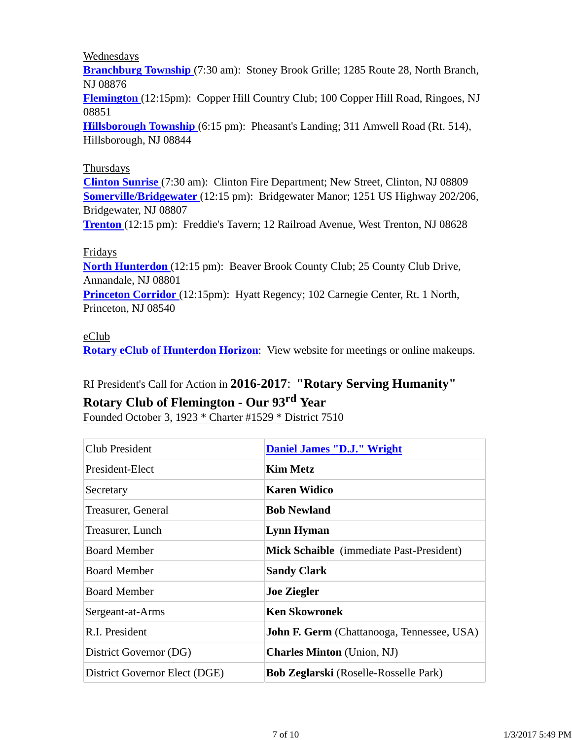Wednesdays

**Branchburg Township** (7:30 am): Stoney Brook Grille; 1285 Route 28, North Branch, NJ 08876

**Flemington** (12:15pm): Copper Hill Country Club; 100 Copper Hill Road, Ringoes, NJ 08851

**Hillsborough Township** (6:15 pm): Pheasant's Landing; 311 Amwell Road (Rt. 514), Hillsborough, NJ 08844

Thursdays

**Clinton Sunrise** (7:30 am): Clinton Fire Department; New Street, Clinton, NJ 08809

**Somerville/Bridgewater** (12:15 pm): Bridgewater Manor; 1251 US Highway 202/206, Bridgewater, NJ 08807

**Trenton** (12:15 pm): Freddie's Tavern; 12 Railroad Avenue, West Trenton, NJ 08628

Fridays

**North Hunterdon** (12:15 pm): Beaver Brook County Club; 25 County Club Drive, Annandale, NJ 08801

**Princeton Corridor** (12:15pm): Hyatt Regency; 102 Carnegie Center, Rt. 1 North, Princeton, NJ 08540

eClub

**Rotary eClub of Hunterdon Horizon**: View website for meetings or online makeups.

RI President's Call for Action in **2016-2017**: **"Rotary Serving Humanity"**

**Rotary Club of Flemington - Our 93rd Year**

Founded October 3, 1923 * Charter #1529 * District 7510

| | |
|---|---|
| Club President | **Daniel James "D.J." Wright** |
| President-Elect | **Kim Metz** |
| Secretary | **Karen Widico** |
| Treasurer, General | **Bob Newland** |
| Treasurer, Lunch | **Lynn Hyman** |
| Board Member | **Mick Schaible** (immediate Past-President) |
| Board Member | **Sandy Clark** |
| Board Member | **Joe Ziegler** |
| Sergeant-at-Arms | **Ken Skowronek** |
| R.I. President | **John F. Germ** (Chattanooga, Tennessee, USA) |
| District Governor (DG) | **Charles Minton** (Union, NJ) |
| District Governor Elect (DGE) | **Bob Zeglarski** (Roselle-Rosselle Park) |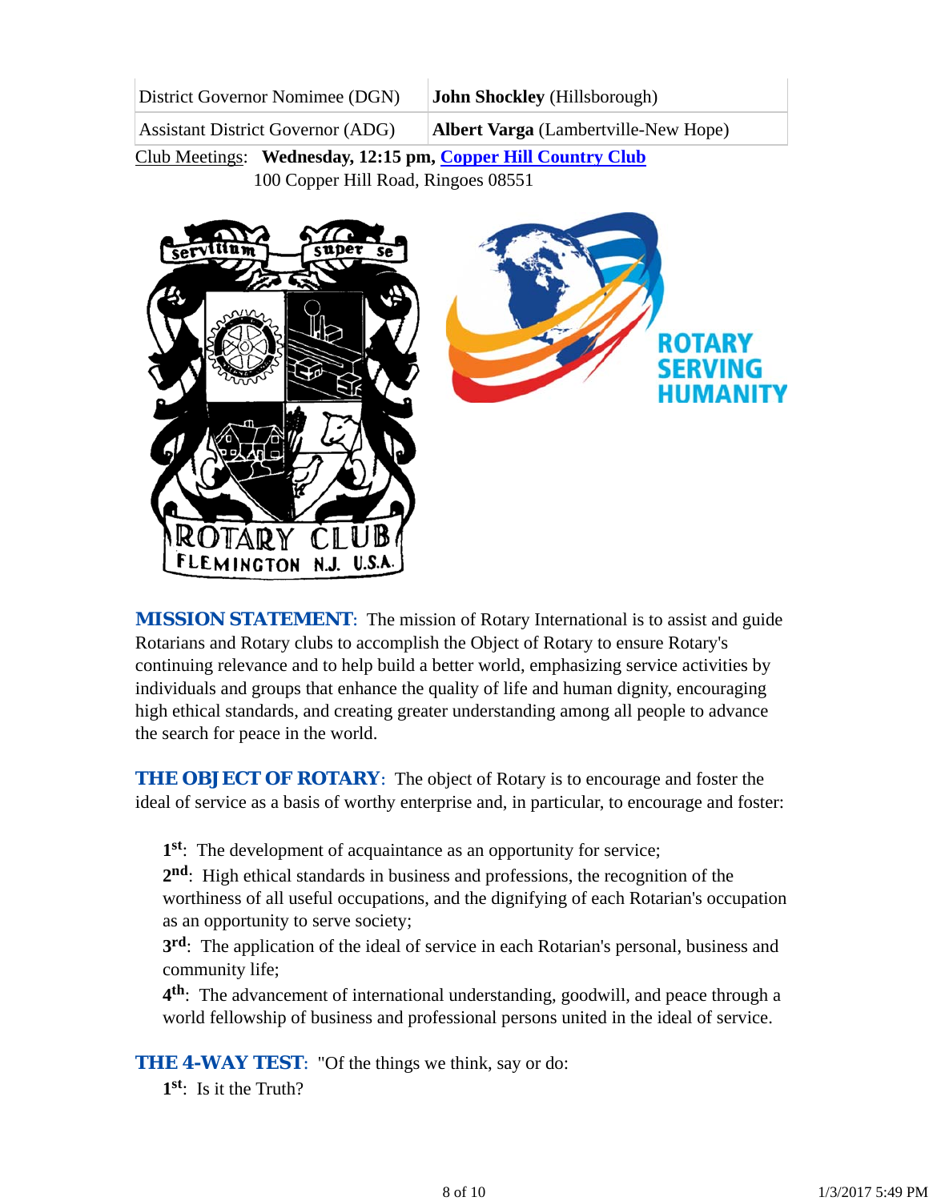| District Governor Nominee (DGN) | **John Shockley** (Hillsborough) |
|---|---|
| Assistant District Governor (ADG) | **Albert Varga** (Lambertville-New Hope) |

Club Meetings: **Wednesday, 12:15 pm, Copper Hill Country Club**
100 Copper Hill Road, Ringoes 08551

***MISSION STATEMENT***: The mission of Rotary International is to assist and guide Rotarians and Rotary clubs to accomplish the Object of Rotary to ensure Rotary's continuing relevance and to help build a better world, emphasizing service activities by individuals and groups that enhance the quality of life and human dignity, encouraging high ethical standards, and creating greater understanding among all people to advance the search for peace in the world.

***THE OBJECT OF ROTARY***: The object of Rotary is to encourage and foster the ideal of service as a basis of worthy enterprise and, in particular, to encourage and foster:

**1st**: The development of acquaintance as an opportunity for service;
**2nd**: High ethical standards in business and professions, the recognition of the worthiness of all useful occupations, and the dignifying of each Rotarian's occupation as an opportunity to serve society;
**3rd**: The application of the ideal of service in each Rotarian's personal, business and community life;
**4th**: The advancement of international understanding, goodwill, and peace through a world fellowship of business and professional persons united in the ideal of service.

***THE 4-WAY TEST***: "Of the things we think, say or do:
**1st**: Is it the Truth?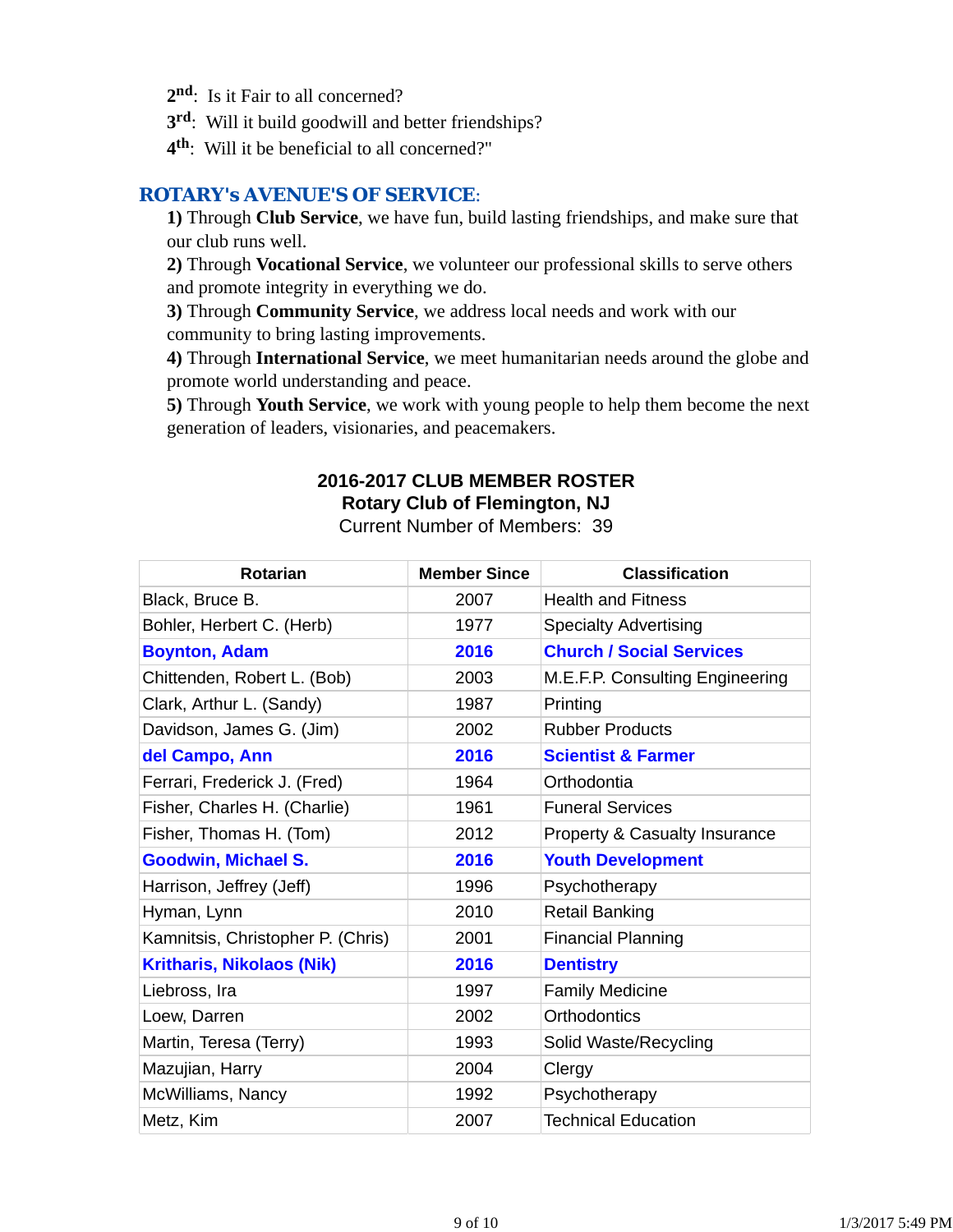2nd: Is it Fair to all concerned?
3rd: Will it build goodwill and better friendships?
4th: Will it be beneficial to all concerned?"

## ROTARY's AVENUE'S OF SERVICE:

**1)** Through **Club Service**, we have fun, build lasting friendships, and make sure that our club runs well.
**2)** Through **Vocational Service**, we volunteer our professional skills to serve others and promote integrity in everything we do.
**3)** Through **Community Service**, we address local needs and work with our community to bring lasting improvements.
**4)** Through **International Service**, we meet humanitarian needs around the globe and promote world understanding and peace.
**5)** Through **Youth Service**, we work with young people to help them become the next generation of leaders, visionaries, and peacemakers.

**2016-2017 CLUB MEMBER ROSTER**
**Rotary Club of Flemington, NJ**
Current Number of Members: 39

| Rotarian | Member Since | Classification |
|---|---|---|
| Black, Bruce B. | 2007 | Health and Fitness |
| Bohler, Herbert C. (Herb) | 1977 | Specialty Advertising |
| **Boynton, Adam** | **2016** | **Church / Social Services** |
| Chittenden, Robert L. (Bob) | 2003 | M.E.F.P. Consulting Engineering |
| Clark, Arthur L. (Sandy) | 1987 | Printing |
| Davidson, James G. (Jim) | 2002 | Rubber Products |
| **del Campo, Ann** | **2016** | **Scientist & Farmer** |
| Ferrari, Frederick J. (Fred) | 1964 | Orthodontia |
| Fisher, Charles H. (Charlie) | 1961 | Funeral Services |
| Fisher, Thomas H. (Tom) | 2012 | Property & Casualty Insurance |
| **Goodwin, Michael S.** | **2016** | **Youth Development** |
| Harrison, Jeffrey (Jeff) | 1996 | Psychotherapy |
| Hyman, Lynn | 2010 | Retail Banking |
| Kamnitsis, Christopher P. (Chris) | 2001 | Financial Planning |
| **Kritharis, Nikolaos (Nik)** | **2016** | **Dentistry** |
| Liebross, Ira | 1997 | Family Medicine |
| Loew, Darren | 2002 | Orthodontics |
| Martin, Teresa (Terry) | 1993 | Solid Waste/Recycling |
| Mazujian, Harry | 2004 | Clergy |
| McWilliams, Nancy | 1992 | Psychotherapy |
| Metz, Kim | 2007 | Technical Education |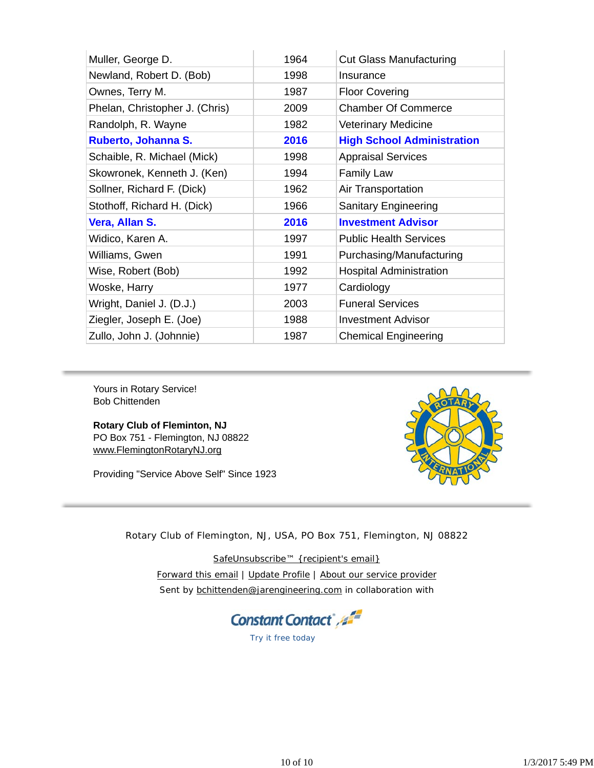| | | |
|---|---|---|
| Muller, George D. | 1964 | Cut Glass Manufacturing |
| Newland, Robert D. (Bob) | 1998 | Insurance |
| Ownes, Terry M. | 1987 | Floor Covering |
| Phelan, Christopher J. (Chris) | 2009 | Chamber Of Commerce |
| Randolph, R. Wayne | 1982 | Veterinary Medicine |
| **Ruberto, Johanna S.** | **2016** | **High School Administration** |
| Schaible, R. Michael (Mick) | 1998 | Appraisal Services |
| Skowronek, Kenneth J. (Ken) | 1994 | Family Law |
| Sollner, Richard F. (Dick) | 1962 | Air Transportation |
| Stothoff, Richard H. (Dick) | 1966 | Sanitary Engineering |
| **Vera, Allan S.** | **2016** | **Investment Advisor** |
| Widico, Karen A. | 1997 | Public Health Services |
| Williams, Gwen | 1991 | Purchasing/Manufacturing |
| Wise, Robert (Bob) | 1992 | Hospital Administration |
| Woske, Harry | 1977 | Cardiology |
| Wright, Daniel J. (D.J.) | 2003 | Funeral Services |
| Ziegler, Joseph E. (Joe) | 1988 | Investment Advisor |
| Zullo, John J. (Johnnie) | 1987 | Chemical Engineering |

---

Yours in Rotary Service!
Bob Chittenden

**Rotary Club of Fleminton, NJ**
PO Box 751 - Flemington, NJ 08822
www.FlemingtonRotaryNJ.org

Providing "Service Above Self" Since 1923

---

Rotary Club of Flemington, NJ, USA, PO Box 751, Flemington, NJ 08822

SafeUnsubscribe™ {recipient's email}

Forward this email | Update Profile | About our service provider

Sent by bchittenden@jarengineering.com in collaboration with

Constant Contact

Try it free today